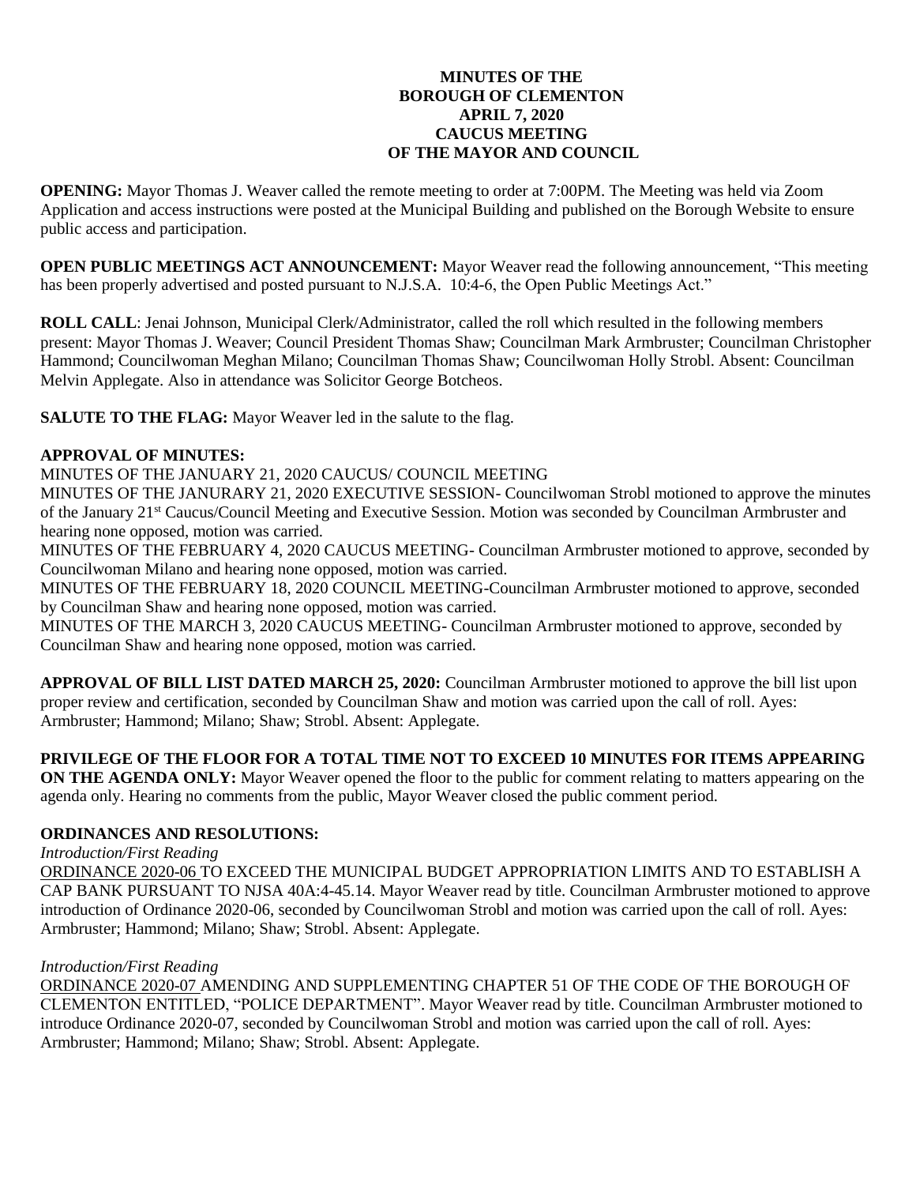**MINUTES OF THE**
**BOROUGH OF CLEMENTON**
**APRIL 7, 2020**
**CAUCUS MEETING**
**OF THE MAYOR AND COUNCIL**

**OPENING:** Mayor Thomas J. Weaver called the remote meeting to order at 7:00PM. The Meeting was held via Zoom Application and access instructions were posted at the Municipal Building and published on the Borough Website to ensure public access and participation.

**OPEN PUBLIC MEETINGS ACT ANNOUNCEMENT:** Mayor Weaver read the following announcement, "This meeting has been properly advertised and posted pursuant to N.J.S.A. 10:4-6, the Open Public Meetings Act."

**ROLL CALL**: Jenai Johnson, Municipal Clerk/Administrator, called the roll which resulted in the following members present: Mayor Thomas J. Weaver; Council President Thomas Shaw; Councilman Mark Armbruster; Councilman Christopher Hammond; Councilwoman Meghan Milano; Councilman Thomas Shaw; Councilwoman Holly Strobl. Absent: Councilman Melvin Applegate. Also in attendance was Solicitor George Botcheos.

**SALUTE TO THE FLAG:** Mayor Weaver led in the salute to the flag.

**APPROVAL OF MINUTES:**

MINUTES OF THE JANUARY 21, 2020 CAUCUS/ COUNCIL MEETING

MINUTES OF THE JANURARY 21, 2020 EXECUTIVE SESSION- Councilwoman Strobl motioned to approve the minutes of the January 21st Caucus/Council Meeting and Executive Session. Motion was seconded by Councilman Armbruster and hearing none opposed, motion was carried.

MINUTES OF THE FEBRUARY 4, 2020 CAUCUS MEETING- Councilman Armbruster motioned to approve, seconded by Councilwoman Milano and hearing none opposed, motion was carried.

MINUTES OF THE FEBRUARY 18, 2020 COUNCIL MEETING-Councilman Armbruster motioned to approve, seconded by Councilman Shaw and hearing none opposed, motion was carried.

MINUTES OF THE MARCH 3, 2020 CAUCUS MEETING- Councilman Armbruster motioned to approve, seconded by Councilman Shaw and hearing none opposed, motion was carried.

**APPROVAL OF BILL LIST DATED MARCH 25, 2020:** Councilman Armbruster motioned to approve the bill list upon proper review and certification, seconded by Councilman Shaw and motion was carried upon the call of roll. Ayes: Armbruster; Hammond; Milano; Shaw; Strobl. Absent: Applegate.

**PRIVILEGE OF THE FLOOR FOR A TOTAL TIME NOT TO EXCEED 10 MINUTES FOR ITEMS APPEARING ON THE AGENDA ONLY:** Mayor Weaver opened the floor to the public for comment relating to matters appearing on the agenda only. Hearing no comments from the public, Mayor Weaver closed the public comment period.

**ORDINANCES AND RESOLUTIONS:**

*Introduction/First Reading*

ORDINANCE 2020-06 TO EXCEED THE MUNICIPAL BUDGET APPROPRIATION LIMITS AND TO ESTABLISH A CAP BANK PURSUANT TO NJSA 40A:4-45.14. Mayor Weaver read by title. Councilman Armbruster motioned to approve introduction of Ordinance 2020-06, seconded by Councilwoman Strobl and motion was carried upon the call of roll. Ayes: Armbruster; Hammond; Milano; Shaw; Strobl. Absent: Applegate.

*Introduction/First Reading*

ORDINANCE 2020-07 AMENDING AND SUPPLEMENTING CHAPTER 51 OF THE CODE OF THE BOROUGH OF CLEMENTON ENTITLED, "POLICE DEPARTMENT". Mayor Weaver read by title. Councilman Armbruster motioned to introduce Ordinance 2020-07, seconded by Councilwoman Strobl and motion was carried upon the call of roll. Ayes: Armbruster; Hammond; Milano; Shaw; Strobl. Absent: Applegate.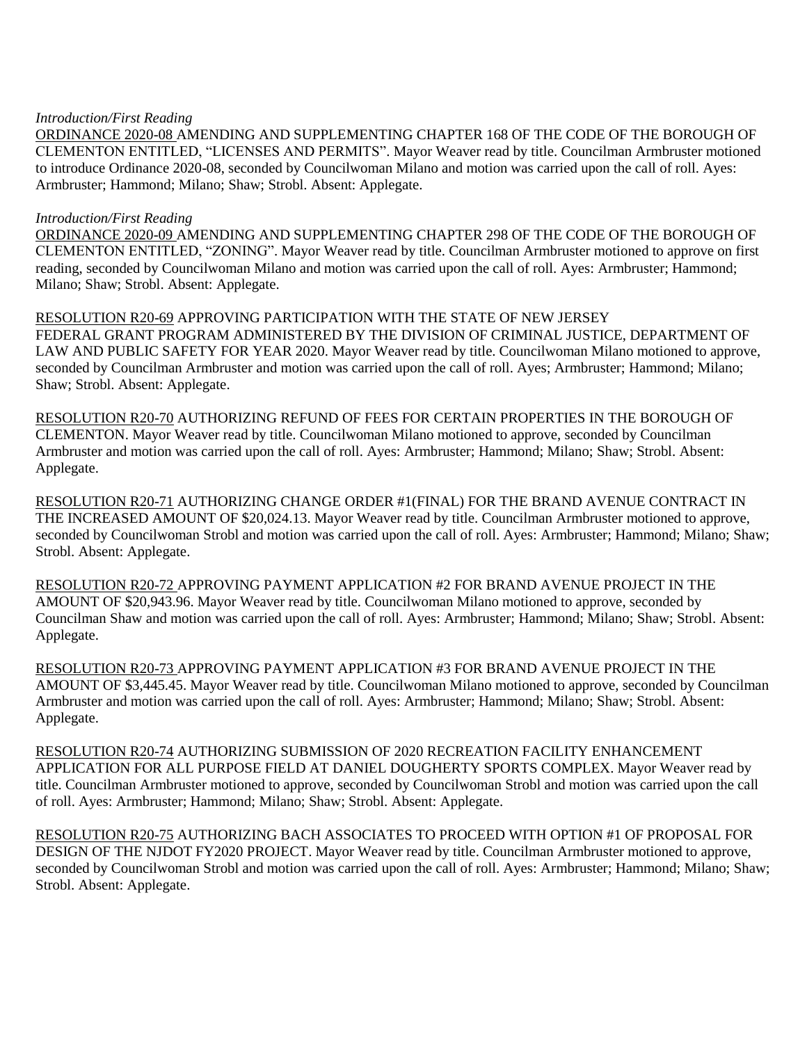*Introduction/First Reading*

ORDINANCE 2020-08 AMENDING AND SUPPLEMENTING CHAPTER 168 OF THE CODE OF THE BOROUGH OF CLEMENTON ENTITLED, "LICENSES AND PERMITS". Mayor Weaver read by title. Councilman Armbruster motioned to introduce Ordinance 2020-08, seconded by Councilwoman Milano and motion was carried upon the call of roll. Ayes: Armbruster; Hammond; Milano; Shaw; Strobl. Absent: Applegate.

*Introduction/First Reading*

ORDINANCE 2020-09 AMENDING AND SUPPLEMENTING CHAPTER 298 OF THE CODE OF THE BOROUGH OF CLEMENTON ENTITLED, "ZONING". Mayor Weaver read by title. Councilman Armbruster motioned to approve on first reading, seconded by Councilwoman Milano and motion was carried upon the call of roll. Ayes: Armbruster; Hammond; Milano; Shaw; Strobl. Absent: Applegate.

RESOLUTION R20-69 APPROVING PARTICIPATION WITH THE STATE OF NEW JERSEY FEDERAL GRANT PROGRAM ADMINISTERED BY THE DIVISION OF CRIMINAL JUSTICE, DEPARTMENT OF LAW AND PUBLIC SAFETY FOR YEAR 2020. Mayor Weaver read by title. Councilwoman Milano motioned to approve, seconded by Councilman Armbruster and motion was carried upon the call of roll. Ayes; Armbruster; Hammond; Milano; Shaw; Strobl. Absent: Applegate.

RESOLUTION R20-70 AUTHORIZING REFUND OF FEES FOR CERTAIN PROPERTIES IN THE BOROUGH OF CLEMENTON. Mayor Weaver read by title. Councilwoman Milano motioned to approve, seconded by Councilman Armbruster and motion was carried upon the call of roll. Ayes: Armbruster; Hammond; Milano; Shaw; Strobl. Absent: Applegate.

RESOLUTION R20-71 AUTHORIZING CHANGE ORDER #1(FINAL) FOR THE BRAND AVENUE CONTRACT IN THE INCREASED AMOUNT OF $20,024.13. Mayor Weaver read by title. Councilman Armbruster motioned to approve, seconded by Councilwoman Strobl and motion was carried upon the call of roll. Ayes: Armbruster; Hammond; Milano; Shaw; Strobl. Absent: Applegate.

RESOLUTION R20-72 APPROVING PAYMENT APPLICATION #2 FOR BRAND AVENUE PROJECT IN THE AMOUNT OF $20,943.96. Mayor Weaver read by title. Councilwoman Milano motioned to approve, seconded by Councilman Shaw and motion was carried upon the call of roll. Ayes: Armbruster; Hammond; Milano; Shaw; Strobl. Absent: Applegate.

RESOLUTION R20-73 APPROVING PAYMENT APPLICATION #3 FOR BRAND AVENUE PROJECT IN THE AMOUNT OF $3,445.45. Mayor Weaver read by title. Councilwoman Milano motioned to approve, seconded by Councilman Armbruster and motion was carried upon the call of roll. Ayes: Armbruster; Hammond; Milano; Shaw; Strobl. Absent: Applegate.

RESOLUTION R20-74 AUTHORIZING SUBMISSION OF 2020 RECREATION FACILITY ENHANCEMENT APPLICATION FOR ALL PURPOSE FIELD AT DANIEL DOUGHERTY SPORTS COMPLEX. Mayor Weaver read by title. Councilman Armbruster motioned to approve, seconded by Councilwoman Strobl and motion was carried upon the call of roll. Ayes: Armbruster; Hammond; Milano; Shaw; Strobl. Absent: Applegate.

RESOLUTION R20-75 AUTHORIZING BACH ASSOCIATES TO PROCEED WITH OPTION #1 OF PROPOSAL FOR DESIGN OF THE NJDOT FY2020 PROJECT. Mayor Weaver read by title. Councilman Armbruster motioned to approve, seconded by Councilwoman Strobl and motion was carried upon the call of roll. Ayes: Armbruster; Hammond; Milano; Shaw; Strobl. Absent: Applegate.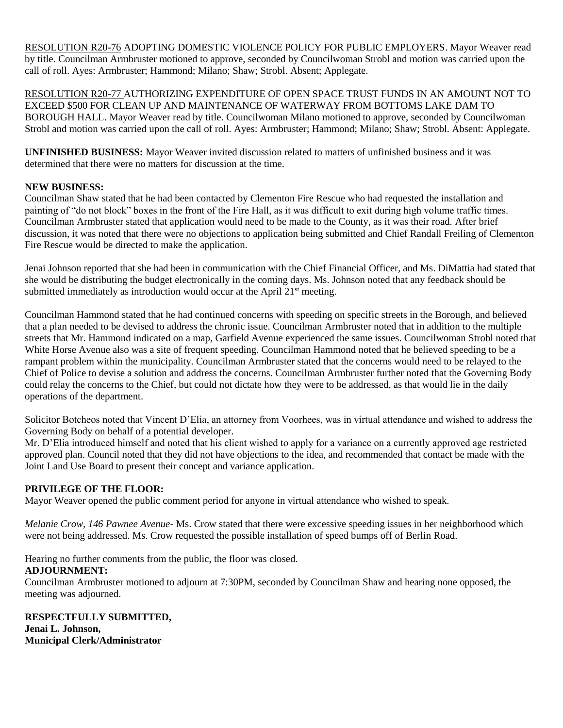RESOLUTION R20-76 ADOPTING DOMESTIC VIOLENCE POLICY FOR PUBLIC EMPLOYERS. Mayor Weaver read by title. Councilman Armbruster motioned to approve, seconded by Councilwoman Strobl and motion was carried upon the call of roll. Ayes: Armbruster; Hammond; Milano; Shaw; Strobl. Absent; Applegate.

RESOLUTION R20-77 AUTHORIZING EXPENDITURE OF OPEN SPACE TRUST FUNDS IN AN AMOUNT NOT TO EXCEED $500 FOR CLEAN UP AND MAINTENANCE OF WATERWAY FROM BOTTOMS LAKE DAM TO BOROUGH HALL. Mayor Weaver read by title. Councilwoman Milano motioned to approve, seconded by Councilwoman Strobl and motion was carried upon the call of roll. Ayes: Armbruster; Hammond; Milano; Shaw; Strobl. Absent: Applegate.

**UNFINISHED BUSINESS:** Mayor Weaver invited discussion related to matters of unfinished business and it was determined that there were no matters for discussion at the time.

**NEW BUSINESS:**

Councilman Shaw stated that he had been contacted by Clementon Fire Rescue who had requested the installation and painting of "do not block" boxes in the front of the Fire Hall, as it was difficult to exit during high volume traffic times. Councilman Armbruster stated that application would need to be made to the County, as it was their road. After brief discussion, it was noted that there were no objections to application being submitted and Chief Randall Freiling of Clementon Fire Rescue would be directed to make the application.

Jenai Johnson reported that she had been in communication with the Chief Financial Officer, and Ms. DiMattia had stated that she would be distributing the budget electronically in the coming days. Ms. Johnson noted that any feedback should be submitted immediately as introduction would occur at the April 21st meeting.

Councilman Hammond stated that he had continued concerns with speeding on specific streets in the Borough, and believed that a plan needed to be devised to address the chronic issue. Councilman Armbruster noted that in addition to the multiple streets that Mr. Hammond indicated on a map, Garfield Avenue experienced the same issues. Councilwoman Strobl noted that White Horse Avenue also was a site of frequent speeding. Councilman Hammond noted that he believed speeding to be a rampant problem within the municipality. Councilman Armbruster stated that the concerns would need to be relayed to the Chief of Police to devise a solution and address the concerns. Councilman Armbruster further noted that the Governing Body could relay the concerns to the Chief, but could not dictate how they were to be addressed, as that would lie in the daily operations of the department.

Solicitor Botcheos noted that Vincent D'Elia, an attorney from Voorhees, was in virtual attendance and wished to address the Governing Body on behalf of a potential developer.

Mr. D'Elia introduced himself and noted that his client wished to apply for a variance on a currently approved age restricted approved plan. Council noted that they did not have objections to the idea, and recommended that contact be made with the Joint Land Use Board to present their concept and variance application.

**PRIVILEGE OF THE FLOOR:**

Mayor Weaver opened the public comment period for anyone in virtual attendance who wished to speak.

*Melanie Crow, 146 Pawnee Avenue-* Ms. Crow stated that there were excessive speeding issues in her neighborhood which were not being addressed. Ms. Crow requested the possible installation of speed bumps off of Berlin Road.

Hearing no further comments from the public, the floor was closed.

**ADJOURNMENT:**

Councilman Armbruster motioned to adjourn at 7:30PM, seconded by Councilman Shaw and hearing none opposed, the meeting was adjourned.

**RESPECTFULLY SUBMITTED,**
**Jenai L. Johnson,**
**Municipal Clerk/Administrator**